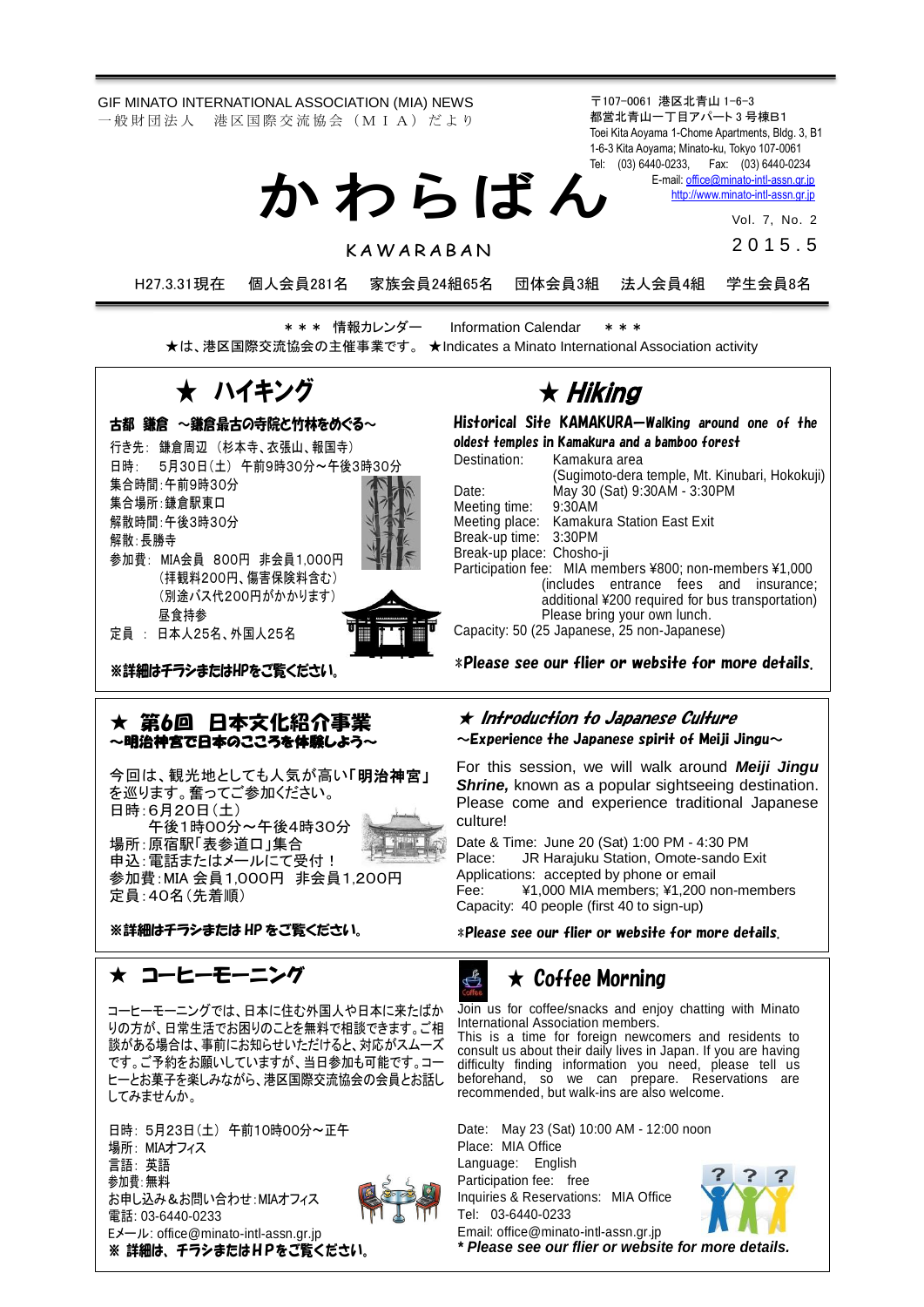GIF MINATO INTERNATIONAL ASSOCIATION (MIA) NEWS
一般財団法人　港区国際交流協会（ＭＩＡ）だより

〒107-0061 港区北青山 1-6-3
都営北青山一丁目アパート３号棟B1
Toei Kita Aoyama 1-Chome Apartments, Bldg. 3, B1
1-6-3 Kita Aoyama; Minato-ku, Tokyo 107-0061
Tel: (03) 6440-0233, Fax: (03) 6440-0234
E-mail: office@minato-intl-assn.gr.jp
http://www.minato-intl-assn.gr.jp

# かわらばん

KAWARABAN

Vol. 7, No. 2
2015.5

H27.3.31現在　個人会員281名　家族会員24組65名　団体会員3組　法人会員4組　学生会員8名

＊＊＊ 情報カレンダー　Information Calendar ＊＊＊

★は、港区国際交流協会の主催事業です。 ★Indicates a Minato International Association activity

## ★ ハイキング

**古都 鎌倉 ～鎌倉最古の寺院と竹林をめぐる～**

行き先: 鎌倉周辺（杉本寺、衣張山、報国寺）
日時: 5月30日（土） 午前9時30分～午後3時30分
集合時間:午前9時30分
集合場所:鎌倉駅東口
解散時間:午後3時30分
解散:長勝寺
参加費: MIA会員 800円 非会員1,000円
（拝観料200円、傷害保険料含む）
（別途バス代200円がかかります）
昼食持参
定員 : 日本人25名、外国人25名

**※詳細はチラシまたはHPをご覧ください。**

## ★ Hiking

**Historical Site KAMAKURA—Walking around one of the oldest temples in Kamakura and a bamboo forest**

Destination: Kamakura area (Sugimoto-dera temple, Mt. Kinubari, Hokokuji)
Date: May 30 (Sat) 9:30AM - 3:30PM
Meeting time: 9:30AM
Meeting place: Kamakura Station East Exit
Break-up time: 3:30PM
Break-up place: Chosho-ji
Participation fee: MIA members ¥800; non-members ¥1,000 (includes entrance fees and insurance; additional ¥200 required for bus transportation) Please bring your own lunch.
Capacity: 50 (25 Japanese, 25 non-Japanese)

***Please see our flier or website for more details.***

## ★ 第6回 日本文化紹介事業

**～明治神宮で日本のこころを体験しよう～**

今回は、観光地としても人気が高い「**明治神宮**」を巡ります。奮ってご参加ください。
日時:6月20日（土）
午後1時00分～午後4時30分
場所:原宿駅「表参道口」集合
申込:電話またはメールにて受付！
参加費:MIA 会員1,000円 非会員1,200円
定員:40名（先着順）

**※詳細はチラシまたは HP をご覧ください。**

## ★ Introduction to Japanese Culture

**～Experience the Japanese spirit of Meiji Jingu～**

For this session, we will walk around ***Meiji Jingu Shrine,*** known as a popular sightseeing destination. Please come and experience traditional Japanese culture!

Date & Time: June 20 (Sat) 1:00 PM - 4:30 PM
Place: JR Harajuku Station, Omote-sando Exit
Applications: accepted by phone or email
Fee: ¥1,000 MIA members; ¥1,200 non-members
Capacity: 40 people (first 40 to sign-up)

***Please see our flier or website for more details.***

## ★ コーヒーモーニング

コーヒーモーニングでは、日本に住む外国人や日本に来たばかりの方が、日常生活でお困りのことを無料で相談できます。ご相談がある場合は、事前にお知らせいただけると、対応がスムーズです。ご予約をお願いしていますが、当日参加も可能です。コーヒーとお菓子を楽しみながら、港区国際交流協会の会員とお話ししてみませんか。

日時: 5月23日（土） 午前10時00分～正午
場所: MIAオフィス
言語: 英語
参加費:無料
お申し込み＆お問い合わせ:MIAオフィス
電話: 03-6440-0233
Eメール: office@minato-intl-assn.gr.jp
**※ 詳細は、チラシまたはHPをご覧ください。**

## ★ Coffee Morning

Join us for coffee/snacks and enjoy chatting with Minato International Association members.
This is a time for foreign newcomers and residents to consult us about their daily lives in Japan. If you are having difficulty finding information you need, please tell us beforehand, so we can prepare. Reservations are recommended, but walk-ins are also welcome.

Date: May 23 (Sat) 10:00 AM - 12:00 noon
Place: MIA Office
Language: English
Participation fee: free
Inquiries & Reservations: MIA Office
Tel: 03-6440-0233
Email: office@minato-intl-assn.gr.jp
***\* Please see our flier or website for more details.***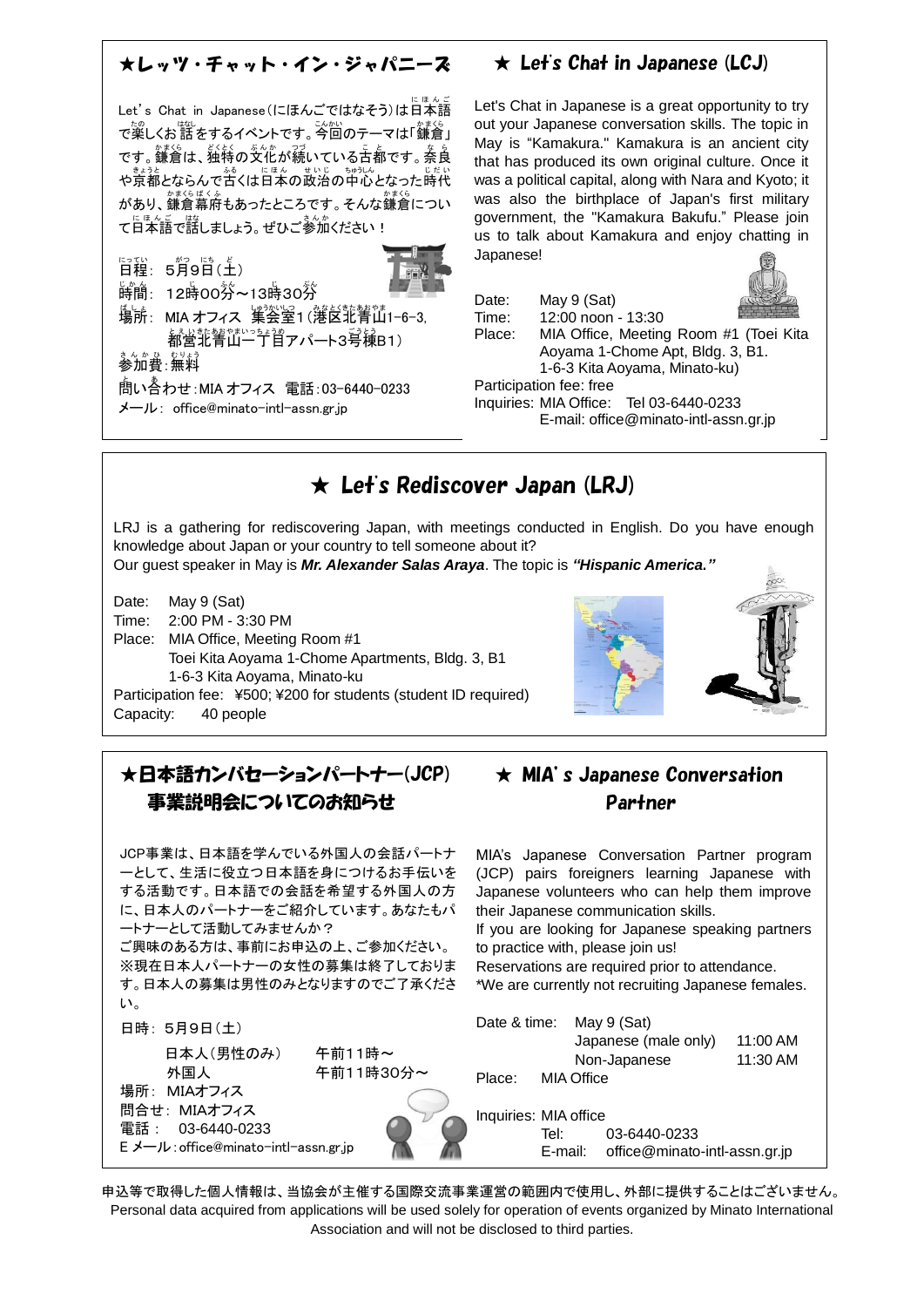## ★レッツ・チャット・イン・ジャパニーズ

Let's Chat in Japanese(にほんごではなそう)は日本語で楽しくお話をするイベントです。今回のテーマは「鎌倉」です。鎌倉は、独特の文化が続いている古都です。奈良や京都とならんで古くは日本の政治の中心となった時代があり、鎌倉幕府もあったところです。そんな鎌倉について日本語で話しましょう。ぜひご参加ください！

日程: 5月9日(土)
時間: 12時00分～13時30分
場所: MIA オフィス 集会室1(港区北青山1-6-3, 都営北青山一丁目アパート3号棟B1)
参加費:無料
問い合わせ:MIA オフィス 電話:03-6440-0233
メール: office@minato-intl-assn.gr.jp

## ★ Let's Chat in Japanese (LCJ)

Let's Chat in Japanese is a great opportunity to try out your Japanese conversation skills. The topic in May is "Kamakura." Kamakura is an ancient city that has produced its own original culture. Once it was a political capital, along with Nara and Kyoto; it was also the birthplace of Japan's first military government, the "Kamakura Bakufu." Please join us to talk about Kamakura and enjoy chatting in Japanese!

Date: May 9 (Sat)
Time: 12:00 noon - 13:30
Place: MIA Office, Meeting Room #1 (Toei Kita Aoyama 1-Chome Apt, Bldg. 3, B1. 1-6-3 Kita Aoyama, Minato-ku)
Participation fee: free
Inquiries: MIA Office: Tel 03-6440-0233
E-mail: office@minato-intl-assn.gr.jp

## ★ Let's Rediscover Japan (LRJ)

LRJ is a gathering for rediscovering Japan, with meetings conducted in English. Do you have enough knowledge about Japan or your country to tell someone about it?
Our guest speaker in May is ***Mr. Alexander Salas Araya***. The topic is ***"Hispanic America."***

Date: May 9 (Sat)
Time: 2:00 PM - 3:30 PM
Place: MIA Office, Meeting Room #1
Toei Kita Aoyama 1-Chome Apartments, Bldg. 3, B1
1-6-3 Kita Aoyama, Minato-ku
Participation fee: ¥500; ¥200 for students (student ID required)
Capacity: 40 people

## ★日本語カンバセーションパートナー(JCP)事業説明会についてのお知らせ

JCP事業は、日本語を学んでいる外国人の会話パートナーとして、生活に役立つ日本語を身につけるお手伝いをする活動です。日本語での会話を希望する外国人の方に、日本人のパートナーをご紹介しています。あなたもパートナーとして活動してみませんか？
ご興味のある方は、事前にお申込の上、ご参加ください。
※現在日本人パートナーの女性の募集は終了しております。日本人の募集は男性のみとなりますのでご了承ください。

日時: 5月9日(土)
日本人(男性のみ) 午前11時～
外国人 午前11時30分～
場所: MIAオフィス
問合せ: MIAオフィス
電話: 03-6440-0233
E メール:office@minato-intl-assn.gr.jp

## ★ MIA's Japanese Conversation Partner

MIA's Japanese Conversation Partner program (JCP) pairs foreigners learning Japanese with Japanese volunteers who can help them improve their Japanese communication skills.
If you are looking for Japanese speaking partners to practice with, please join us!
Reservations are required prior to attendance.
*We are currently not recruiting Japanese females.

Date & time: May 9 (Sat)
Japanese (male only) 11:00 AM
Non-Japanese 11:30 AM
Place: MIA Office

Inquiries: MIA office
Tel: 03-6440-0233
E-mail: office@minato-intl-assn.gr.jp

申込等で取得した個人情報は、当協会が主催する国際交流事業運営の範囲内で使用し、外部に提供することはございません。
Personal data acquired from applications will be used solely for operation of events organized by Minato International Association and will not be disclosed to third parties.